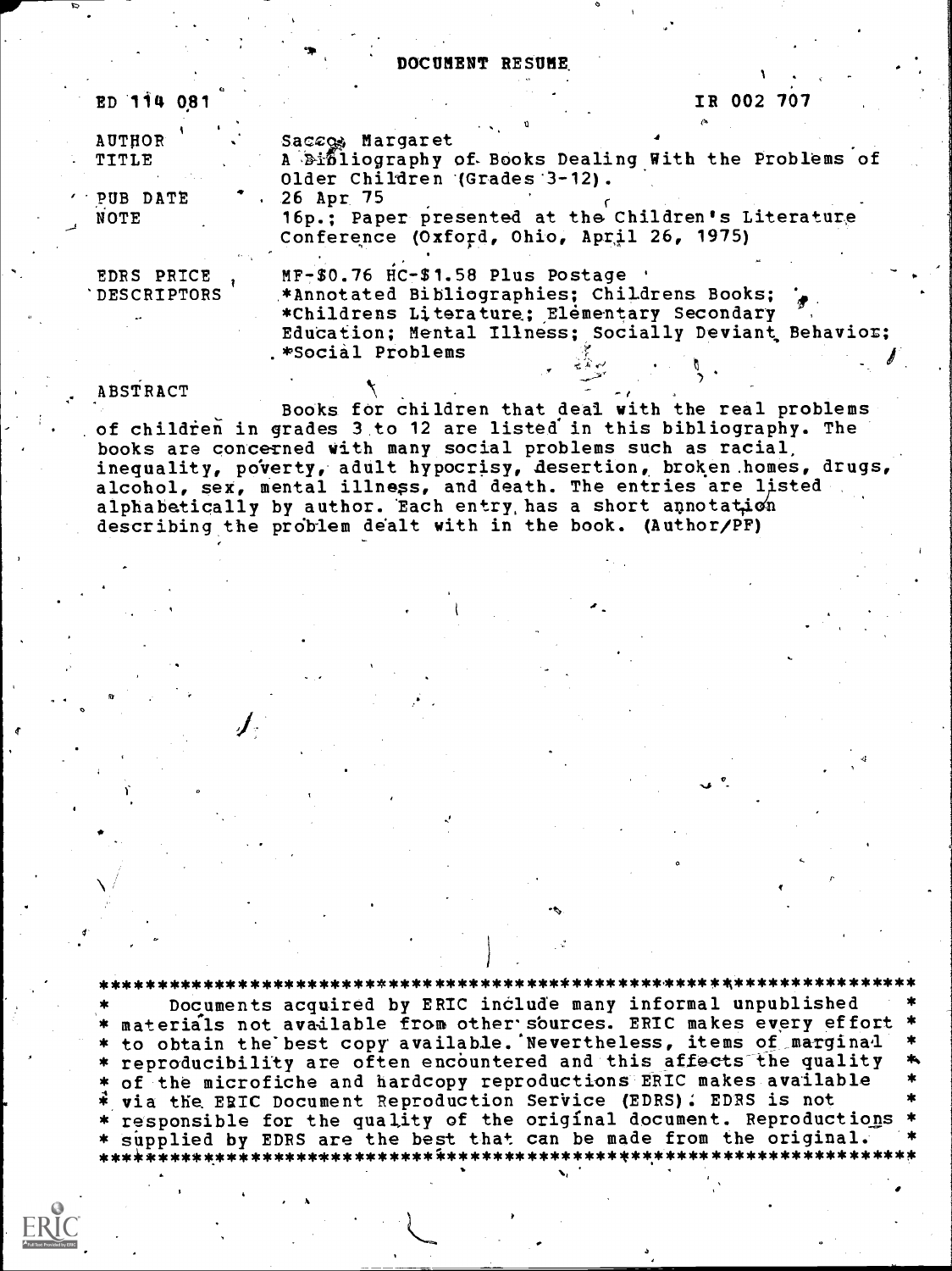# DOCUMENT RESUME

ED 114 081 IR 002 707

| | |
|---|---|
| AUTHOR | Sacco, Margaret |
| TITLE | A Bibliography of Books Dealing With the Problems of Older Children (Grades 3-12). |
| PUB DATE | 26 Apr 75 |
| NOTE | 16p.; Paper presented at the Children's Literature Conference (Oxford, Ohio, April 26, 1975) |
| EDRS PRICE | MF-$0.76 HC-$1.58 Plus Postage |
| DESCRIPTORS | *Annotated Bibliographies; Childrens Books; *Childrens Literature; Elementary Secondary Education; Mental Illness; Socially Deviant Behavior; *Social Problems |

ABSTRACT

Books for children that deal with the real problems of children in grades 3 to 12 are listed in this bibliography. The books are concerned with many social problems such as racial inequality, poverty, adult hypocrisy, desertion, broken homes, drugs, alcohol, sex, mental illness, and death. The entries are listed alphabetically by author. Each entry has a short annotation describing the problem dealt with in the book. (Author/PF)

***********************************************************************
* Documents acquired by ERIC include many informal unpublished *
* materials not available from other sources. ERIC makes every effort *
* to obtain the best copy available. Nevertheless, items of marginal *
* reproducibility are often encountered and this affects the quality *
* of the microfiche and hardcopy reproductions ERIC makes available *
* via the ERIC Document Reproduction Service (EDRS). EDRS is not *
* responsible for the quality of the original document. Reproductions *
* supplied by EDRS are the best that can be made from the original. *
***********************************************************************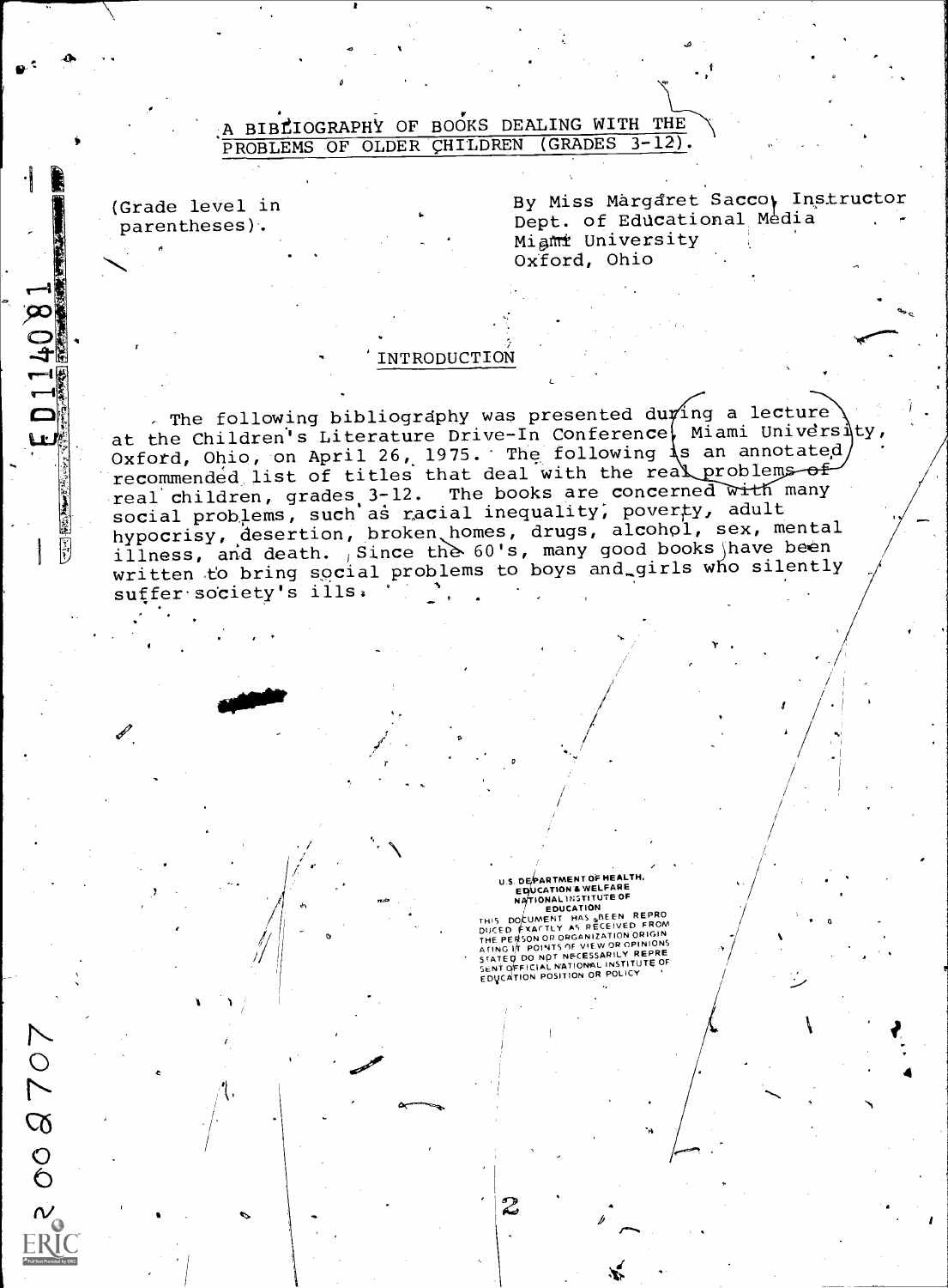## A BIBLIOGRAPHY OF BOOKS DEALING WITH THE PROBLEMS OF OLDER CHILDREN (GRADES 3-12).

(Grade level in parentheses).

By Miss Margaret Sacco, Instructor
Dept. of Educational Media
Miami University
Oxford, Ohio

### INTRODUCTION

The following bibliography was presented during a lecture at the Children's Literature Drive-In Conference, Miami University, Oxford, Ohio, on April 26, 1975. The following is an annotated recommended list of titles that deal with the real problems of real children, grades 3-12. The books are concerned with many social problems, such as racial inequality, poverty, adult hypocrisy, desertion, broken homes, drugs, alcohol, sex, mental illness, and death. Since the 60's, many good books have been written to bring social problems to boys and girls who silently suffer society's ills.

U.S. DEPARTMENT OF HEALTH, EDUCATION & WELFARE NATIONAL INSTITUTE OF EDUCATION THIS DOCUMENT HAS BEEN REPRODUCED EXACTLY AS RECEIVED FROM THE PERSON OR ORGANIZATION ORIGINATING IT. POINTS OF VIEW OR OPINIONS STATED DO NOT NECESSARILY REPRESENT OFFICIAL NATIONAL INSTITUTE OF EDUCATION POSITION OR POLICY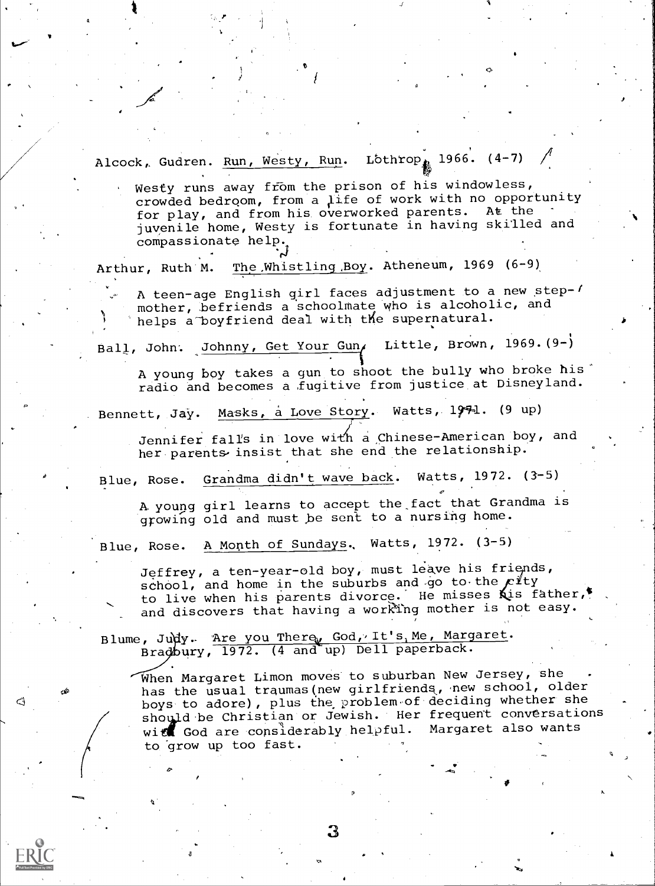Alcock, Gudren. Run, Westy, Run. Lothrop, 1966. (4-7)

Westy runs away from the prison of his windowless, crowded bedroom, from a life of work with no opportunity for play, and from his overworked parents. At the juvenile home, Westy is fortunate in having skilled and compassionate help.

Arthur, Ruth M. The Whistling Boy. Atheneum, 1969 (6-9)

A teen-age English girl faces adjustment to a new step-mother, befriends a schoolmate who is alcoholic, and helps a boyfriend deal with the supernatural.

Ball, John. Johnny, Get Your Gun. Little, Brown, 1969. (9-)

A young boy takes a gun to shoot the bully who broke his radio and becomes a fugitive from justice at Disneyland.

Bennett, Jay. Masks, a Love Story. Watts, 1971. (9 up)

Jennifer falls in love with a Chinese-American boy, and her parents insist that she end the relationship.

Blue, Rose. Grandma didn't wave back. Watts, 1972. (3-5)

A young girl learns to accept the fact that Grandma is growing old and must be sent to a nursing home.

Blue, Rose. A Month of Sundays. Watts, 1972. (3-5)

Jeffrey, a ten-year-old boy, must leave his friends, school, and home in the suburbs and go to the city to live when his parents divorce. He misses his father, and discovers that having a working mother is not easy.

Blume, Judy. Are you There, God, It's Me, Margaret. Bradbury, 1972. (4 and up) Dell paperback.

When Margaret Limon moves to suburban New Jersey, she has the usual traumas (new girlfriends, new school, older boys to adore), plus the problem of deciding whether she should be Christian or Jewish. Her frequent conversations with God are considerably helpful. Margaret also wants to grow up too fast.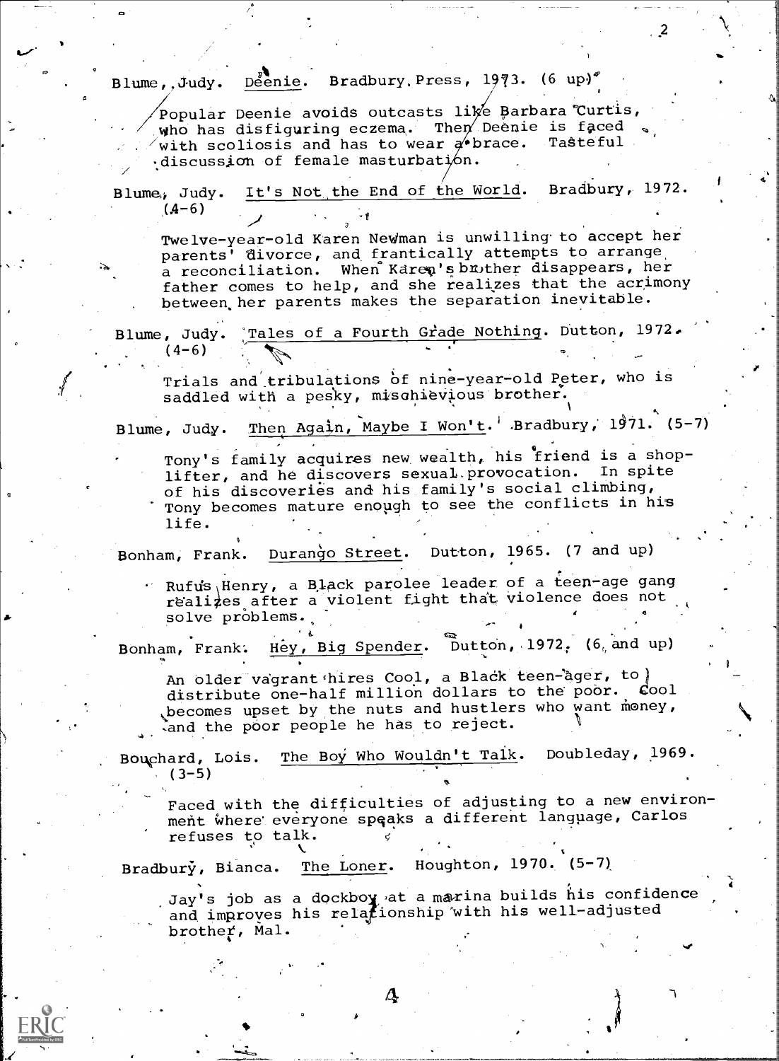Blume, Judy. Deenie. Bradbury Press, 1973. (6 up)

Popular Deenie avoids outcasts like Barbara Curtis, who has disfiguring eczema. Then Deenie is faced with scoliosis and has to wear a brace. Tasteful discussion of female masturbation.

Blume, Judy. It's Not the End of the World. Bradbury, 1972. (4-6)

Twelve-year-old Karen Newman is unwilling to accept her parents' divorce, and frantically attempts to arrange a reconciliation. When Karen's brother disappears, her father comes to help, and she realizes that the acrimony between her parents makes the separation inevitable.

Blume, Judy. Tales of a Fourth Grade Nothing. Dutton, 1972. (4-6)

Trials and tribulations of nine-year-old Peter, who is saddled with a pesky, mischievous brother.

Blume, Judy. Then Again, Maybe I Won't. Bradbury, 1971. (5-7)

Tony's family acquires new wealth, his friend is a shoplifter, and he discovers sexual provocation. In spite of his discoveries and his family's social climbing, Tony becomes mature enough to see the conflicts in his life.

Bonham, Frank. Durango Street. Dutton, 1965. (7 and up)

Rufus Henry, a Black parolee leader of a teen-age gang realizes after a violent fight that violence does not solve problems.

Bonham, Frank. Hey, Big Spender. Dutton, 1972. (6 and up)

An older vagrant hires Cool, a Black teen-ager, to distribute one-half million dollars to the poor. Cool becomes upset by the nuts and hustlers who want money, and the poor people he has to reject.

Bouchard, Lois. The Boy Who Wouldn't Talk. Doubleday, 1969. (3-5)

Faced with the difficulties of adjusting to a new environment where everyone speaks a different language, Carlos refuses to talk.

Bradbury, Bianca. The Loner. Houghton, 1970. (5-7)

Jay's job as a dockboy at a marina builds his confidence and improves his relationship with his well-adjusted brother, Mal.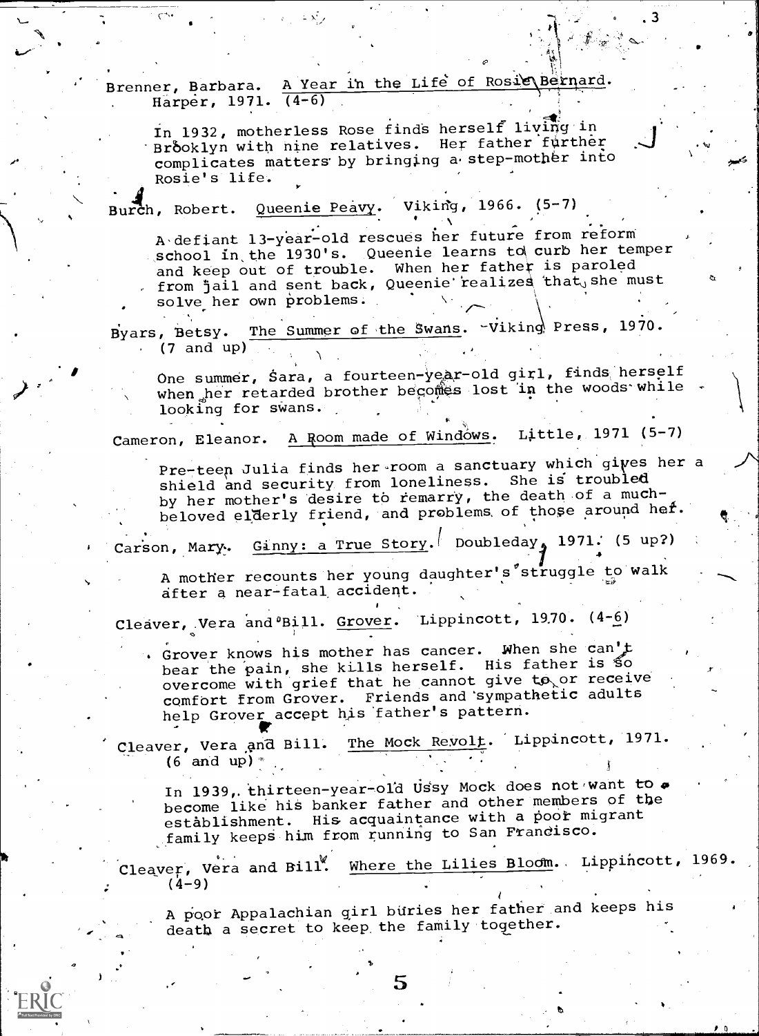Brenner, Barbara. A Year in the Life of Rosie Bernard. Harper, 1971. (4-6)

In 1932, motherless Rose finds herself living in Brooklyn with nine relatives. Her father further complicates matters by bringing a step-mother into Rosie's life.

Burch, Robert. Queenie Peavy. Viking, 1966. (5-7)

A defiant 13-year-old rescues her future from reform school in the 1930's. Queenie learns to curb her temper and keep out of trouble. When her father is paroled from jail and sent back, Queenie realizes that she must solve her own problems.

Byars, Betsy. The Summer of the Swans. Viking Press, 1970. (7 and up)

One summer, Sara, a fourteen-year-old girl, finds herself when her retarded brother becomes lost in the woods while looking for swans.

Cameron, Eleanor. A Room made of Windows. Little, 1971 (5-7)

Pre-teen Julia finds her room a sanctuary which gives her a shield and security from loneliness. She is troubled by her mother's desire to remarry, the death of a much-beloved elderly friend, and problems of those around her.

Carson, Mary. Ginny: a True Story. Doubleday, 1971. (5 up?)

A mother recounts her young daughter's struggle to walk after a near-fatal accident.

Cleaver, Vera and Bill. Grover. Lippincott, 1970. (4-6)

Grover knows his mother has cancer. When she can't bear the pain, she kills herself. His father is so overcome with grief that he cannot give to or receive comfort from Grover. Friends and sympathetic adults help Grover accept his father's pattern.

Cleaver, Vera and Bill. The Mock Revolt. Lippincott, 1971. (6 and up)

In 1939, thirteen-year-old Ussy Mock does not want to become like his banker father and other members of the establishment. His acquaintance with a poor migrant family keeps him from running to San Francisco.

Cleaver, Vera and Bill. Where the Lilies Bloom. Lippincott, 1969. (4-9)

A poor Appalachian girl buries her father and keeps his death a secret to keep the family together.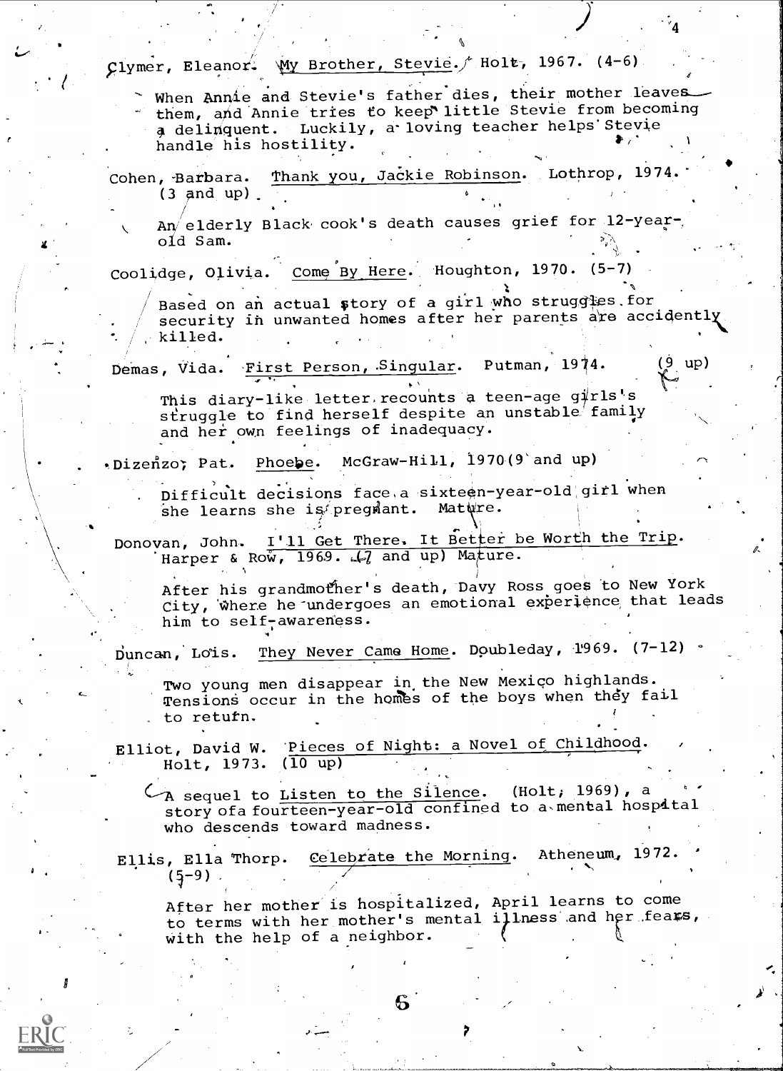Clymer, Eleanor. My Brother, Stevie. Holt, 1967. (4-6)

When Annie and Stevie's father dies, their mother leaves them, and Annie tries to keep little Stevie from becoming a delinquent. Luckily, a loving teacher helps Stevie handle his hostility.

Cohen, Barbara. Thank you, Jackie Robinson. Lothrop, 1974. (3 and up)

An elderly Black cook's death causes grief for 12-year-old Sam.

Coolidge, Olivia. Come By Here. Houghton, 1970. (5-7)

Based on an actual story of a girl who struggles for security in unwanted homes after her parents are accidently killed.

Demas, Vida. First Person, Singular. Putman, 1974. (9 up)

This diary-like letter recounts a teen-age girls's struggle to find herself despite an unstable family and her own feelings of inadequacy.

Dizenzo, Pat. Phoebe. McGraw-Hill, 1970 (9 and up)

Difficult decisions face a sixteen-year-old girl when she learns she is pregnant. Mature.

Donovan, John. I'll Get There. It Better be Worth the Trip. Harper & Row, 1969. (7 and up) Mature.

After his grandmother's death, Davy Ross goes to New York City, where he undergoes an emotional experience that leads him to self-awareness.

Duncan, Lois. They Never Came Home. Doubleday, 1969. (7-12)

Two young men disappear in the New Mexico highlands. Tensions occur in the homes of the boys when they fail to return.

Elliot, David W. Pieces of Night: a Novel of Childhood. Holt, 1973. (10 up)

A sequel to Listen to the Silence. (Holt, 1969), a story of a fourteen-year-old confined to a mental hospital who descends toward madness.

Ellis, Ella Thorp. Celebrate the Morning. Atheneum, 1972. (5-9)

After her mother is hospitalized, April learns to come to terms with her mother's mental illness and her fears, with the help of a neighbor.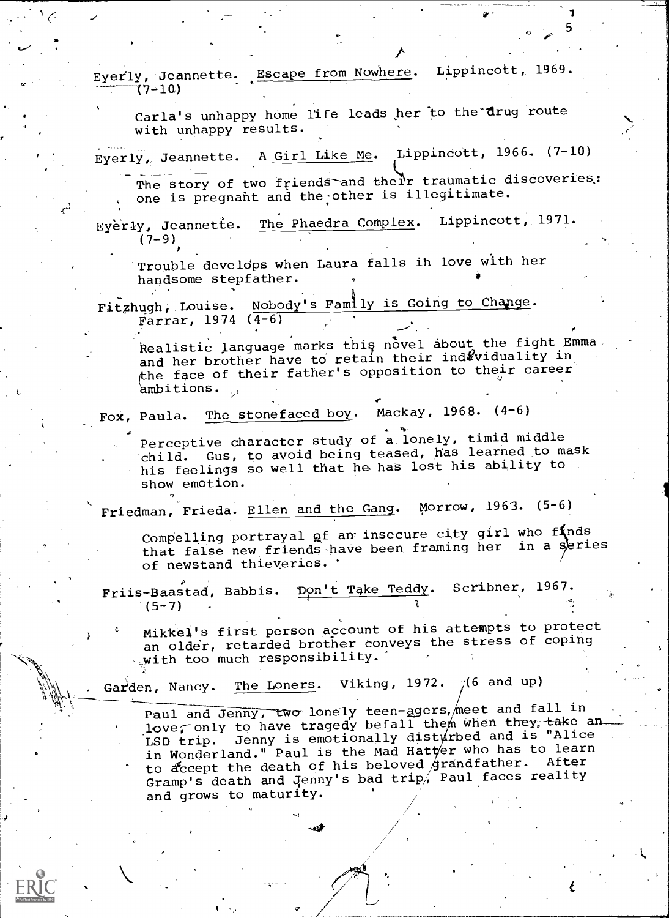Eyerly, Jeannette. Escape from Nowhere. Lippincott, 1969. (7-10)

Carla's unhappy home life leads her to the drug route with unhappy results.

Eyerly, Jeannette. A Girl Like Me. Lippincott, 1966. (7-10)

The story of two friends and their traumatic discoveries: one is pregnant and the other is illegitimate.

Eyerly, Jeannette. The Phaedra Complex. Lippincott, 1971. (7-9)

Trouble develops when Laura falls in love with her handsome stepfather.

Fitzhugh, Louise. Nobody's Family is Going to Change. Farrar, 1974 (4-6)

Realistic language marks this novel about the fight Emma and her brother have to retain their individuality in the face of their father's opposition to their career ambitions.

Fox, Paula. The stonefaced boy. Mackay, 1968. (4-6)

Perceptive character study of a lonely, timid middle child. Gus, to avoid being teased, has learned to mask his feelings so well that he has lost his ability to show emotion.

Friedman, Frieda. Ellen and the Gang. Morrow, 1963. (5-6)

Compelling portrayal of an insecure city girl who finds that false new friends have been framing her in a series of newstand thieveries.

Friis-Baastad, Babbis. Don't Take Teddy. Scribner, 1967. (5-7)

Mikkel's first person account of his attempts to protect an older, retarded brother conveys the stress of coping with too much responsibility.

Garden, Nancy. The Loners. Viking, 1972. (6 and up)

Paul and Jenny, two lonely teen-agers, meet and fall in love, only to have tragedy befall them when they take an LSD trip. Jenny is emotionally disturbed and is "Alice in Wonderland." Paul is the Mad Hatter who has to learn to accept the death of his beloved grandfather. After Gramp's death and Jenny's bad trip, Paul faces reality and grows to maturity.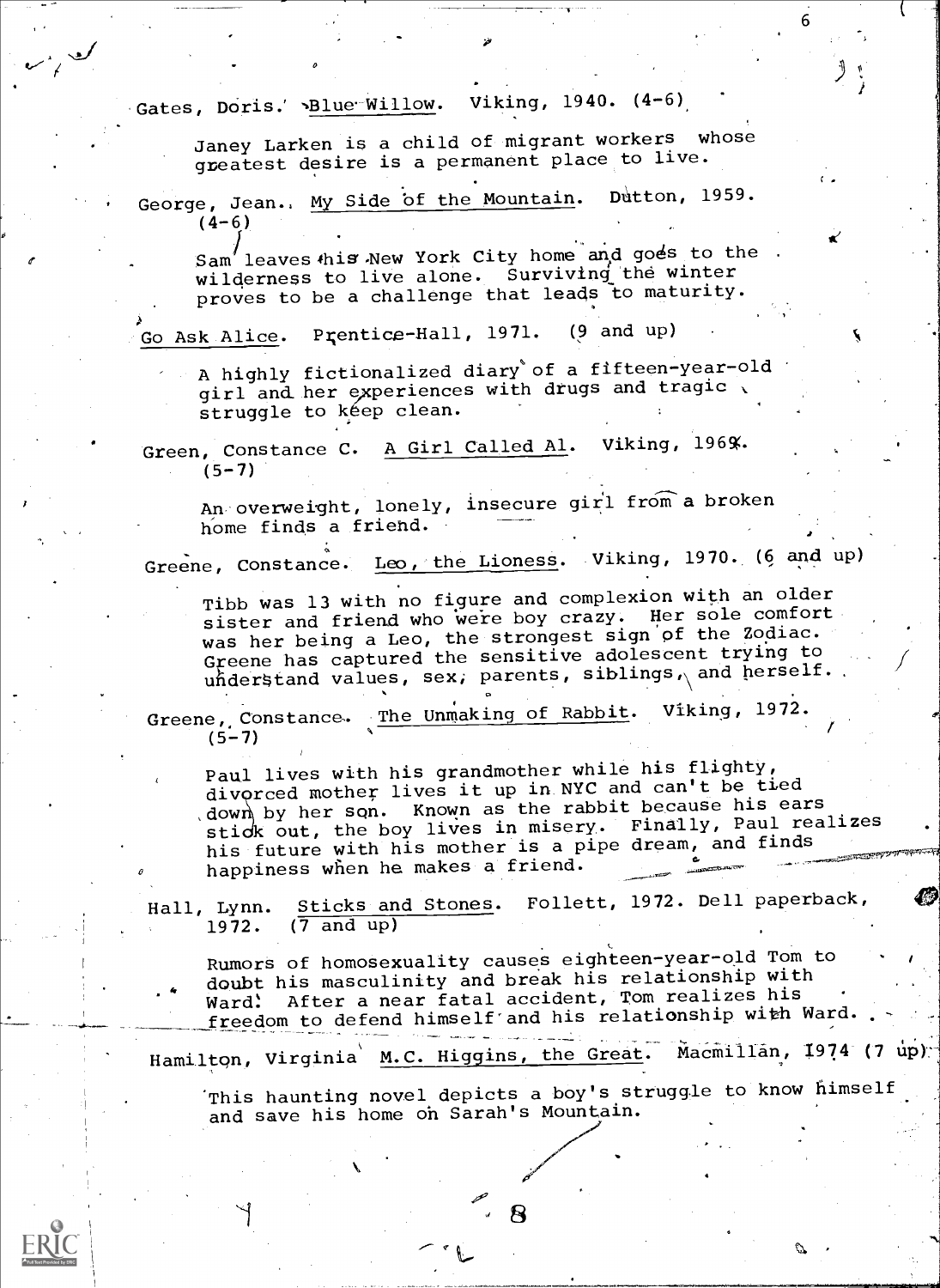Gates, Doris. Blue Willow. Viking, 1940. (4-6)

Janey Larken is a child of migrant workers whose greatest desire is a permanent place to live.

George, Jean. My Side of the Mountain. Dutton, 1959. (4-6)

Sam leaves his New York City home and goes to the wilderness to live alone. Surviving the winter proves to be a challenge that leads to maturity.

Go Ask Alice. Prentice-Hall, 1971. (9 and up)

A highly fictionalized diary of a fifteen-year-old girl and her experiences with drugs and tragic struggle to keep clean.

Green, Constance C. A Girl Called Al. Viking, 1969. (5-7)

An overweight, lonely, insecure girl from a broken home finds a friend.

Greene, Constance. Leo, the Lioness. Viking, 1970. (6 and up)

Tibb was 13 with no figure and complexion with an older sister and friend who were boy crazy. Her sole comfort was her being a Leo, the strongest sign of the Zodiac. Greene has captured the sensitive adolescent trying to understand values, sex, parents, siblings, and herself.

Greene, Constance. The Unmaking of Rabbit. Viking, 1972. (5-7)

Paul lives with his grandmother while his flighty, divorced mother lives it up in NYC and can't be tied down by her son. Known as the rabbit because his ears stick out, the boy lives in misery. Finally, Paul realizes his future with his mother is a pipe dream, and finds happiness when he makes a friend.

Hall, Lynn. Sticks and Stones. Follett, 1972. Dell paperback, 1972. (7 and up)

Rumors of homosexuality causes eighteen-year-old Tom to doubt his masculinity and break his relationship with Ward. After a near fatal accident, Tom realizes his freedom to defend himself and his relationship with Ward.

Hamilton, Virginia M.C. Higgins, the Great. Macmillan, 1974 (7 up)

This haunting novel depicts a boy's struggle to know himself and save his home on Sarah's Mountain.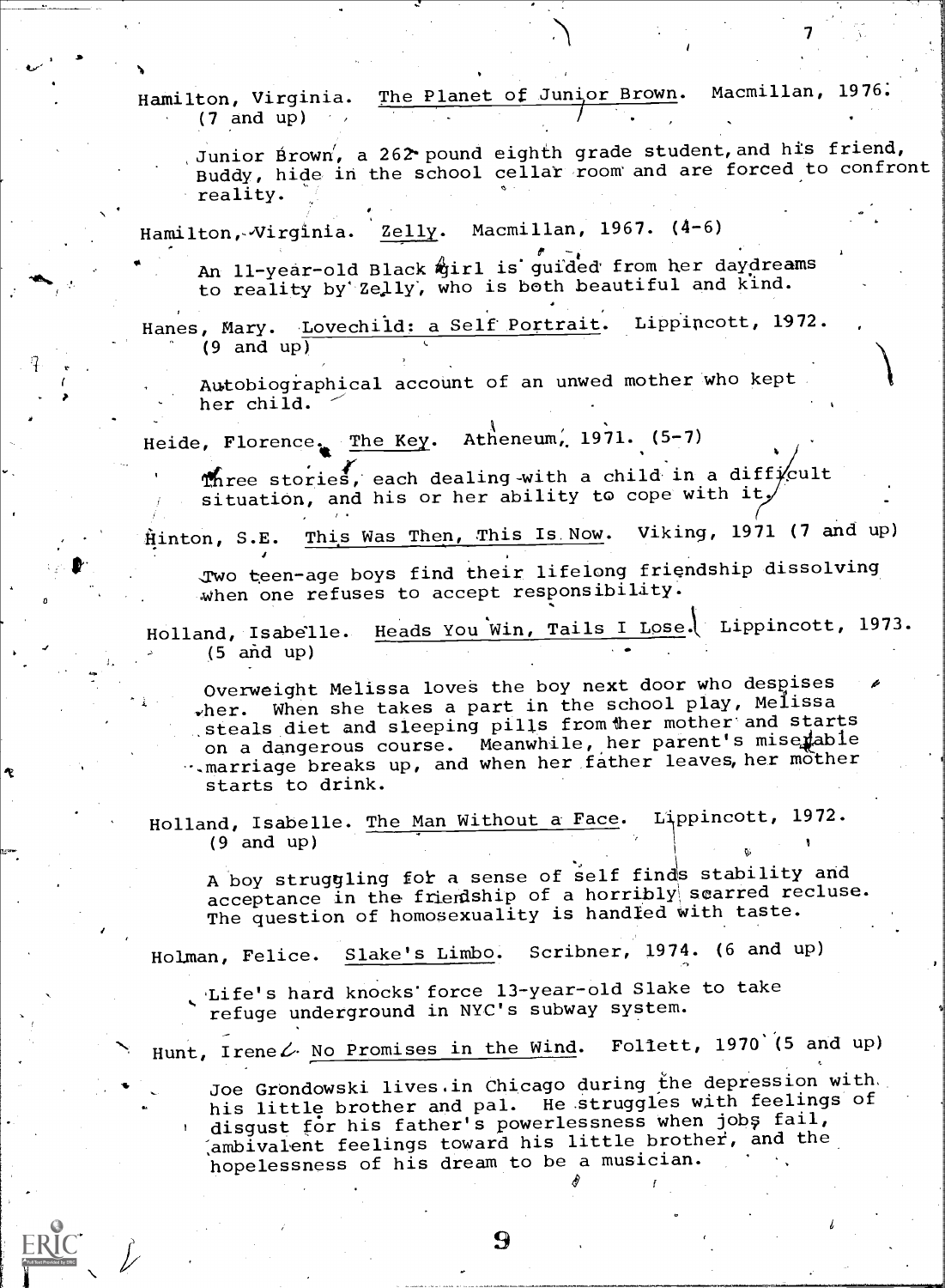Hamilton, Virginia. <u>The Planet of Junior Brown</u>. Macmillan, 1976. (7 and up)

Junior Brown, a 262 pound eighth grade student, and his friend, Buddy, hide in the school cellar room and are forced to confront reality.

Hamilton, Virginia. <u>Zelly</u>. Macmillan, 1967. (4-6)

An 11-year-old Black girl is guided from her daydreams to reality by Zelly, who is both beautiful and kind.

Hanes, Mary. <u>Lovechild: a Self Portrait</u>. Lippincott, 1972. (9 and up)

Autobiographical account of an unwed mother who kept her child.

Heide, Florence. <u>The Key</u>. Atheneum, 1971. (5-7)

Three stories, each dealing with a child in a difficult situation, and his or her ability to cope with it.

Hinton, S.E. <u>This Was Then, This Is Now</u>. Viking, 1971 (7 and up)

Two teen-age boys find their lifelong friendship dissolving when one refuses to accept responsibility.

Holland, Isabelle. <u>Heads You Win, Tails I Lose</u>. Lippincott, 1973. (5 and up)

Overweight Melissa loves the boy next door who despises her. When she takes a part in the school play, Melissa steals diet and sleeping pills from her mother and starts on a dangerous course. Meanwhile, her parent's miserable marriage breaks up, and when her father leaves, her mother starts to drink.

Holland, Isabelle. <u>The Man Without a Face</u>. Lippincott, 1972. (9 and up)

A boy struggling for a sense of self finds stability and acceptance in the friendship of a horribly scarred recluse. The question of homosexuality is handled with taste.

Holman, Felice. <u>Slake's Limbo</u>. Scribner, 1974. (6 and up)

Life's hard knocks force 13-year-old Slake to take refuge underground in NYC's subway system.

Hunt, Irene. <u>No Promises in the Wind</u>. Follett, 1970 (5 and up)

Joe Grondowski lives in Chicago during the depression with his little brother and pal. He struggles with feelings of disgust for his father's powerlessness when jobs fail, ambivalent feelings toward his little brother, and the hopelessness of his dream to be a musician.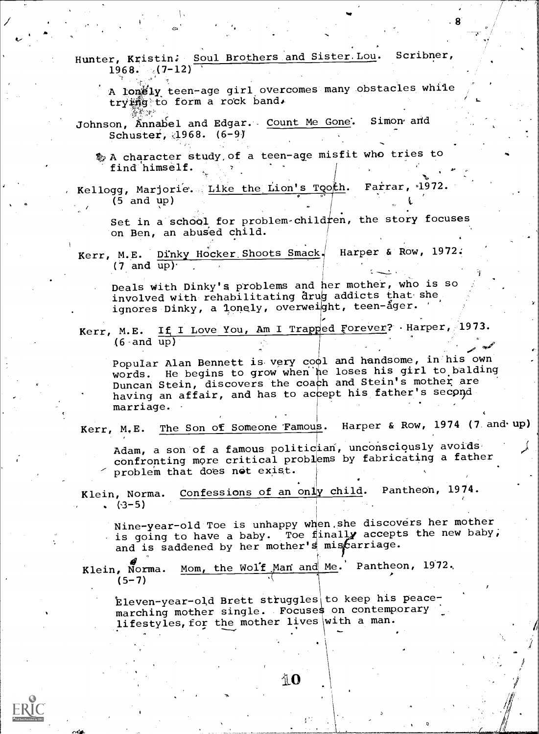Hunter, Kristin. Soul Brothers and Sister Lou. Scribner, 1968. (7-12)

A lonely teen-age girl overcomes many obstacles while trying to form a rock band.

Johnson, Annabel and Edgar. Count Me Gone. Simon and Schuster, 1968. (6-9)

A character study of a teen-age misfit who tries to find himself.

Kellogg, Marjorie. Like the Lion's Tooth. Farrar, 1972. (5 and up)

Set in a school for problem-children, the story focuses on Ben, an abused child.

Kerr, M.E. Dinky Hocker Shoots Smack. Harper & Row, 1972. (7 and up)

Deals with Dinky's problems and her mother, who is so involved with rehabilitating drug addicts that she ignores Dinky, a lonely, overweight, teen-ager.

Kerr, M.E. If I Love You, Am I Trapped Forever? Harper, 1973. (6 and up)

Popular Alan Bennett is very cool and handsome, in his own words. He begins to grow when he loses his girl to balding Duncan Stein, discovers the coach and Stein's mother are having an affair, and has to accept his father's second marriage.

Kerr, M.E. The Son of Someone Famous. Harper & Row, 1974 (7 and up)

Adam, a son of a famous politician, unconsciously avoids confronting more critical problems by fabricating a father problem that does not exist.

Klein, Norma. Confessions of an only child. Pantheon, 1974. (3-5)

Nine-year-old Toe is unhappy when she discovers her mother is going to have a baby. Toe finally accepts the new baby, and is saddened by her mother's miscarriage.

Klein, Norma. Mom, the Wolf Man and Me. Pantheon, 1972. (5-7)

Eleven-year-old Brett struggles to keep his peace-marching mother single. Focuses on contemporary lifestyles, for the mother lives with a man.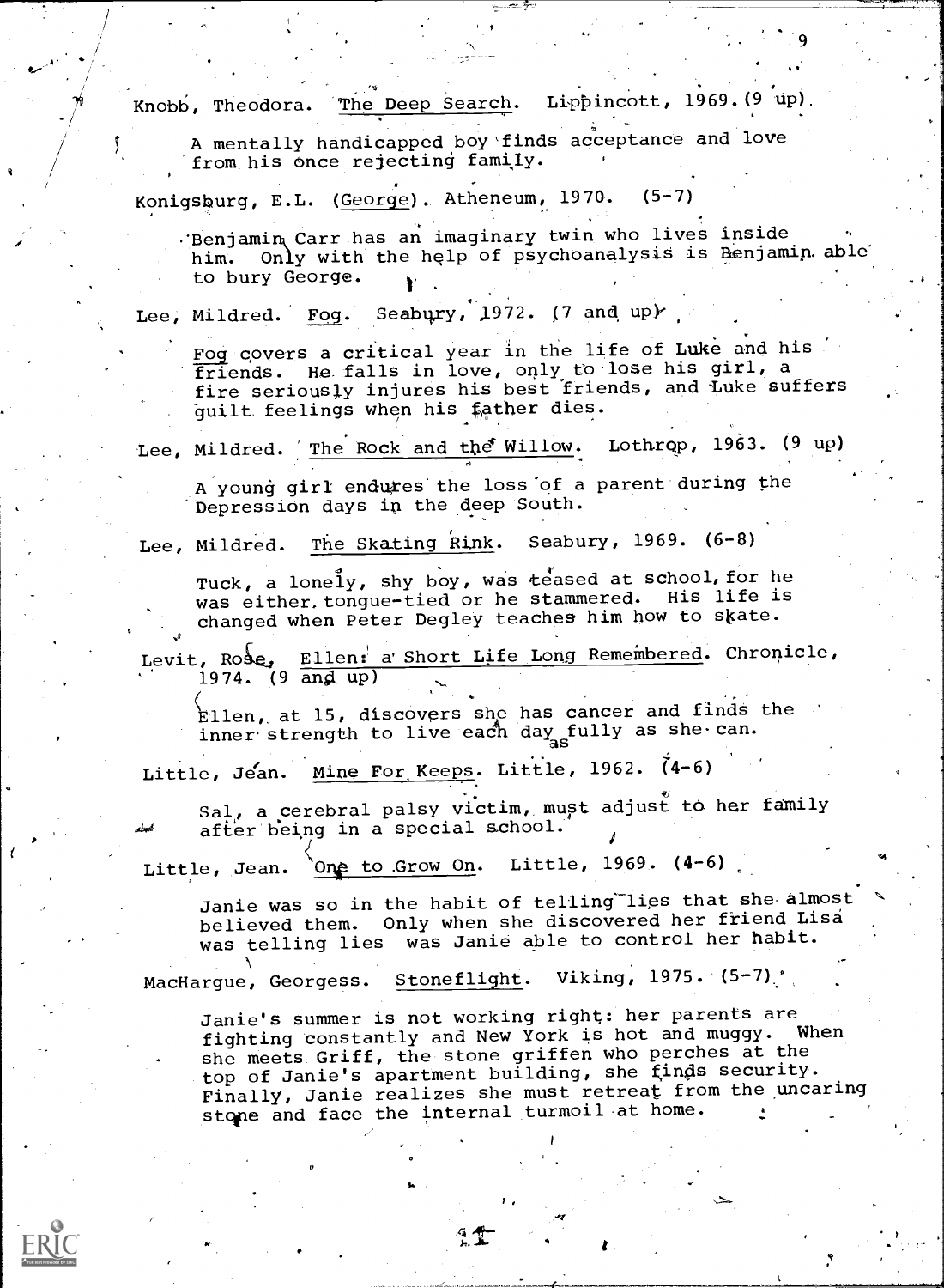Knobb, Theodora. The Deep Search. Lippincott, 1969. (9 up).

A mentally handicapped boy finds acceptance and love from his once rejecting family.

Konigsburg, E.L. (George). Atheneum, 1970. (5-7)

Benjamin Carr has an imaginary twin who lives inside him. Only with the help of psychoanalysis is Benjamin able to bury George.

Lee, Mildred. Fog. Seabury, 1972. (7 and up)

Fog covers a critical year in the life of Luke and his friends. He falls in love, only to lose his girl, a fire seriously injures his best friends, and Luke suffers guilt feelings when his father dies.

Lee, Mildred. The Rock and the Willow. Lothrop, 1963. (9 up)

A young girl endures the loss of a parent during the Depression days in the deep South.

Lee, Mildred. The Skating Rink. Seabury, 1969. (6-8)

Tuck, a lonely, shy boy, was teased at school, for he was either tongue-tied or he stammered. His life is changed when Peter Degley teaches him how to skate.

Levit, Rose. Ellen: a Short Life Long Remembered. Chronicle, 1974. (9 and up)

Ellen, at 15, discovers she has cancer and finds the inner strength to live each day as fully as she can.

Little, Jean. Mine For Keeps. Little, 1962. (4-6)

Sal, a cerebral palsy victim, must adjust to her family after being in a special school.

Little, Jean. One to Grow On. Little, 1969. (4-6)

Janie was so in the habit of telling lies that she almost believed them. Only when she discovered her friend Lisa was telling lies was Janie able to control her habit.

MacHargue, Georgess. Stoneflight. Viking, 1975. (5-7)

Janie's summer is not working right: her parents are fighting constantly and New York is hot and muggy. When she meets Griff, the stone griffen who perches at the top of Janie's apartment building, she finds security. Finally, Janie realizes she must retreat from the uncaring stone and face the internal turmoil at home.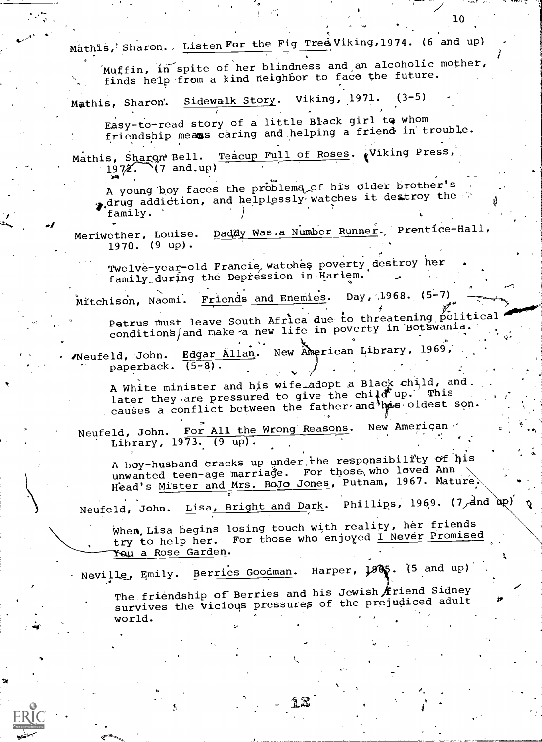Mathis, Sharon. Listen For the Fig Tree. Viking, 1974. (6 and up)

Muffin, in spite of her blindness and an alcoholic mother, finds help from a kind neighbor to face the future.

Mathis, Sharon. Sidewalk Story. Viking, 1971. (3-5)

Easy-to-read story of a little Black girl to whom friendship means caring and helping a friend in trouble.

Mathis, Sharon Bell. Teacup Full of Roses. Viking Press, 1972. (7 and up)

A young boy faces the problems of his older brother's drug addiction, and helplessly watches it destroy the family.

Meriwether, Louise. Daddy Was a Number Runner. Prentice-Hall, 1970. (9 up).

Twelve-year-old Francie watches poverty destroy her family during the Depression in Harlem.

Mitchison, Naomi. Friends and Enemies. Day, 1968. (5-7)

Petrus must leave South Africa due to threatening political conditions and make a new life in poverty in Botswania.

Neufeld, John. Edgar Allan. New American Library, 1969, paperback. (5-8).

A White minister and his wife adopt a Black child, and later they are pressured to give the child up. This causes a conflict between the father and his oldest son.

Neufeld, John. For All the Wrong Reasons. New American Library, 1973. (9 up).

A boy-husband cracks up under the responsibility of his unwanted teen-age marriage. For those who loved Ann Head's Mister and Mrs. BoJo Jones, Putnam, 1967. Mature.

Neufeld, John. Lisa, Bright and Dark. Phillips, 1969. (7 and up)

When Lisa begins losing touch with reality, her friends try to help her. For those who enjoyed I Never Promised You a Rose Garden.

Neville, Emily. Berries Goodman. Harper, 1965. (5 and up)

The friendship of Berries and his Jewish friend Sidney survives the vicious pressures of the prejudiced adult world.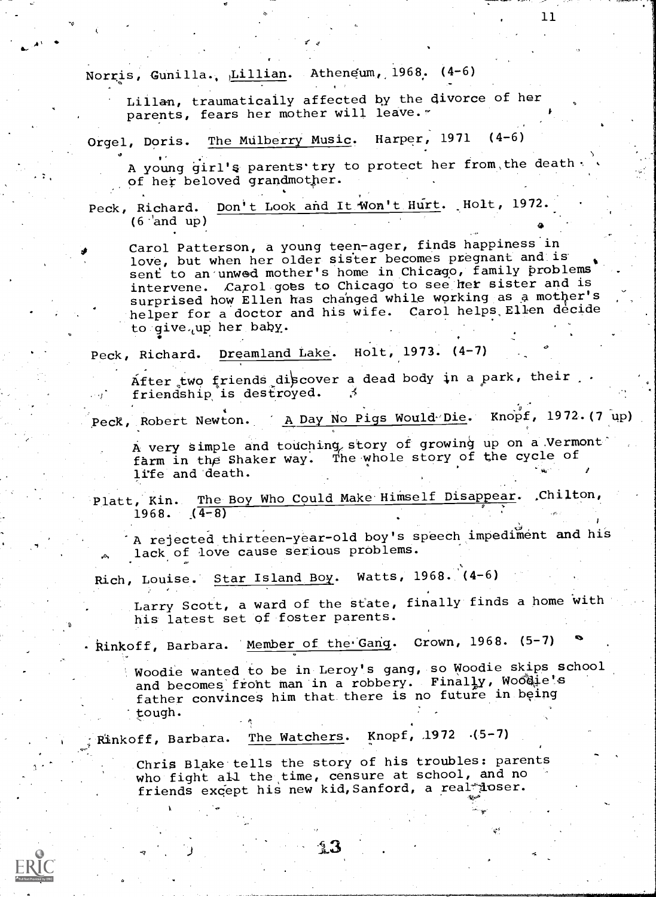Norris, Gunilla. Lillian. Atheneum, 1968. (4-6)

Lillan, traumatically affected by the divorce of her parents, fears her mother will leave.

Orgel, Doris. The Mulberry Music. Harper, 1971 (4-6)

A young girl's parents try to protect her from the death of her beloved grandmother.

Peck, Richard. Don't Look and It Won't Hurt. Holt, 1972. (6 and up)

Carol Patterson, a young teen-ager, finds happiness in love, but when her older sister becomes pregnant and is sent to an unwed mother's home in Chicago, family problems intervene. Carol goes to Chicago to see her sister and is surprised how Ellen has changed while working as a mother's helper for a doctor and his wife. Carol helps Ellen decide to give up her baby.

Peck, Richard. Dreamland Lake. Holt, 1973. (4-7)

After two friends discover a dead body in a park, their friendship is destroyed.

Peck, Robert Newton. A Day No Pigs Would Die. Knopf, 1972. (7 up)

A very simple and touching story of growing up on a Vermont farm in the Shaker way. The whole story of the cycle of life and death.

Platt, Kin. The Boy Who Could Make Himself Disappear. Chilton, 1968. (4-8)

A rejected thirteen-year-old boy's speech impediment and his lack of love cause serious problems.

Rich, Louise. Star Island Boy. Watts, 1968. (4-6)

Larry Scott, a ward of the state, finally finds a home with his latest set of foster parents.

Rinkoff, Barbara. Member of the Gang. Crown, 1968. (5-7)

Woodie wanted to be in Leroy's gang, so Woodie skips school and becomes front man in a robbery. Finally, Woodie's father convinces him that there is no future in being tough.

Rinkoff, Barbara. The Watchers. Knopf, 1972 (5-7)

Chris Blake tells the story of his troubles: parents who fight all the time, censure at school, and no friends except his new kid, Sanford, a real loser.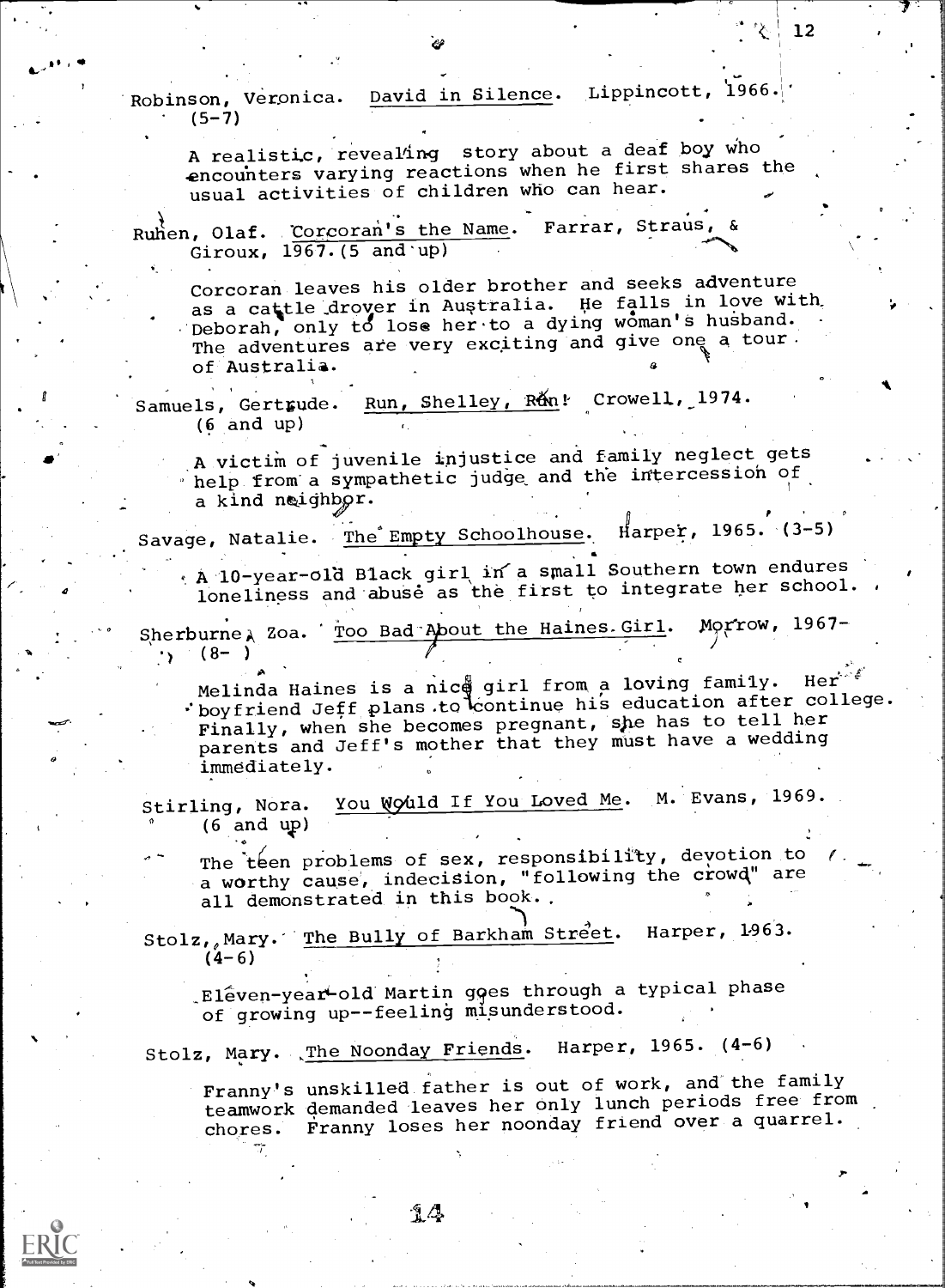Robinson, Veronica. David in Silence. Lippincott, 1966. (5-7)

A realistic, revealing story about a deaf boy who encounters varying reactions when he first shares the usual activities of children who can hear.

Ruhen, Olaf. Corcoran's the Name. Farrar, Straus, & Giroux, 1967. (5 and up)

Corcoran leaves his older brother and seeks adventure as a cattle drover in Australia. He falls in love with Deborah, only to lose her to a dying woman's husband. The adventures are very exciting and give one a tour of Australia.

Samuels, Gertrude. Run, Shelley, Run! Crowell, 1974. (6 and up)

A victim of juvenile injustice and family neglect gets help from a sympathetic judge and the intercession of a kind neighbor.

Savage, Natalie. The Empty Schoolhouse. Harper, 1965. (3-5)

A 10-year-old Black girl in a small Southern town endures loneliness and abuse as the first to integrate her school.

Sherburne, Zoa. Too Bad About the Haines Girl. Morrow, 1967- (8- )

Melinda Haines is a nice girl from a loving family. Her boyfriend Jeff plans to continue his education after college. Finally, when she becomes pregnant, she has to tell her parents and Jeff's mother that they must have a wedding immediately.

Stirling, Nora. You Would If You Loved Me. M. Evans, 1969. (6 and up)

The teen problems of sex, responsibility, devotion to a worthy cause, indecision, "following the crowd" are all demonstrated in this book.

Stolz, Mary. The Bully of Barkham Street. Harper, 1963. (4-6)

Eleven-year-old Martin goes through a typical phase of growing up--feeling misunderstood.

Stolz, Mary. The Noonday Friends. Harper, 1965. (4-6)

Franny's unskilled father is out of work, and the family teamwork demanded leaves her only lunch periods free from chores. Franny loses her noonday friend over a quarrel.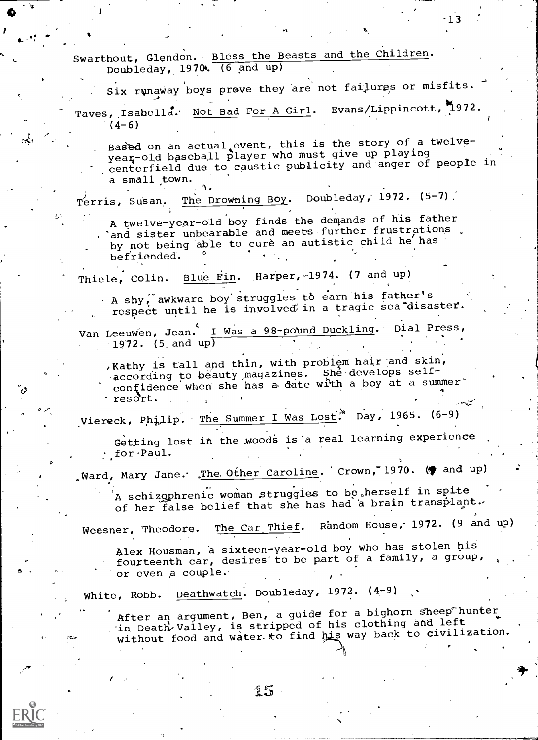Swarthout, Glendon. Bless the Beasts and the Children. Doubleday, 1970. (6 and up)

Six runaway boys prove they are not failures or misfits.

Taves, Isabella. Not Bad For A Girl. Evans/Lippincott, 1972. (4-6)

Based on an actual event, this is the story of a twelve-year-old baseball player who must give up playing centerfield due to caustic publicity and anger of people in a small town.

Terris, Susan. The Drowning Boy. Doubleday, 1972. (5-7)

A twelve-year-old boy finds the demands of his father and sister unbearable and meets further frustrations by not being able to cure an autistic child he has befriended.

Thiele, Colin. Blue Fin. Harper, 1974. (7 and up)

A shy, awkward boy struggles to earn his father's respect until he is involved in a tragic sea disaster.

Van Leeuwen, Jean. I Was a 98-pound Duckling. Dial Press, 1972. (5 and up)

Kathy is tall and thin, with problem hair and skin, according to beauty magazines. She develops self-confidence when she has a date with a boy at a summer resort.

Viereck, Philip. The Summer I Was Lost. Day, 1965. (6-9)

Getting lost in the woods is a real learning experience for Paul.

Ward, Mary Jane. The Other Caroline. Crown, 1970. (9 and up)

A schizophrenic woman struggles to be herself in spite of her false belief that she has had a brain transplant.

Weesner, Theodore. The Car Thief. Random House, 1972. (9 and up)

Alex Housman, a sixteen-year-old boy who has stolen his fourteenth car, desires to be part of a family, a group, or even a couple.

White, Robb. Deathwatch. Doubleday, 1972. (4-9)

After an argument, Ben, a guide for a bighorn sheep hunter in Death Valley, is stripped of his clothing and left without food and water to find his way back to civilization.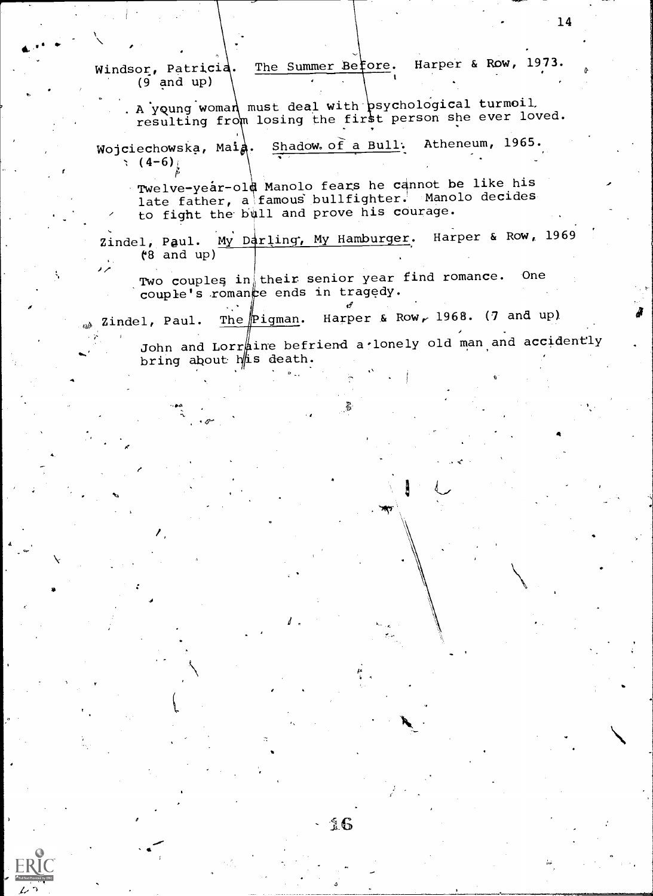Windsor, Patricia. The Summer Before. Harper & Row, 1973. (9 and up)

A young woman must deal with psychological turmoil resulting from losing the first person she ever loved.

Wojciechowska, Maia. Shadow of a Bull. Atheneum, 1965. (4-6)

Twelve-year-old Manolo fears he cannot be like his late father, a famous bullfighter. Manolo decides to fight the bull and prove his courage.

Zindel, Paul. My Darling, My Hamburger. Harper & Row, 1969 (8 and up)

Two couples in their senior year find romance. One couple's romance ends in tragedy.

Zindel, Paul. The Pigman. Harper & Row, 1968. (7 and up)

John and Lorraine befriend a lonely old man and accidently bring about his death.